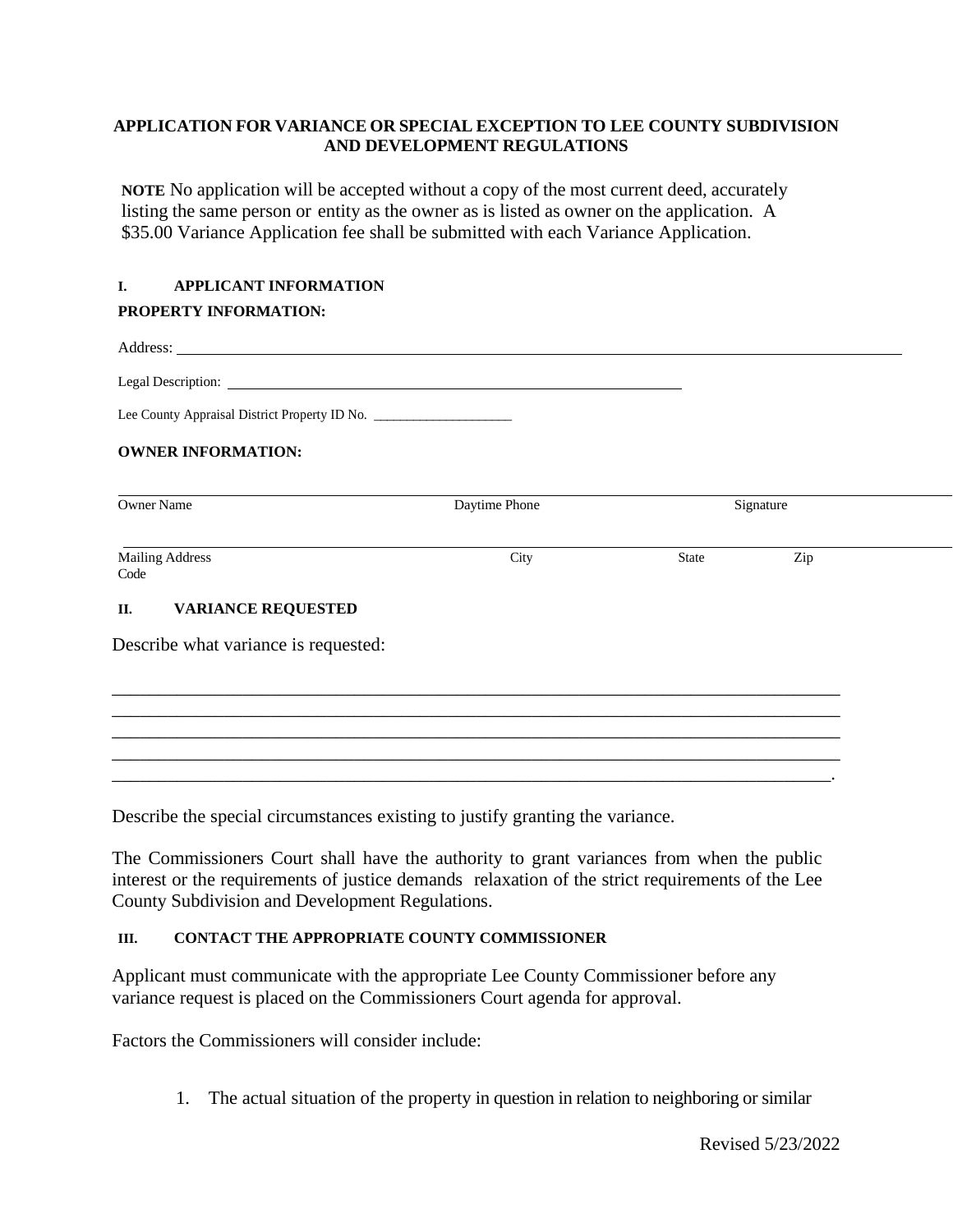**APPLICATION FOR VARIANCE OR SPECIAL EXCEPTION TO LEE COUNTY SUBDIVISION AND DEVELOPMENT REGULATIONS**

**NOTE** No application will be accepted without a copy of the most current deed, accurately listing the same person or entity as the owner as is listed as owner on the application. A $35.00 Variance Application fee shall be submitted with each Variance Application.

## I. APPLICANT INFORMATION

**PROPERTY INFORMATION:**

Address: ______________________________________________________________________

Legal Description: ________________________________________________

Lee County Appraisal District Property ID No. ____________________

**OWNER INFORMATION:**

______________________________________________________________________

Owner Name Daytime Phone Signature

______________________________________________________________________

Mailing Address City State Zip Code

## II. VARIANCE REQUESTED

Describe what variance is requested:

________________________________________________________________________________
________________________________________________________________________________
________________________________________________________________________________
________________________________________________________________________________
_______________________________________________________________________________.

Describe the special circumstances existing to justify granting the variance.

The Commissioners Court shall have the authority to grant variances from when the public interest or the requirements of justice demands relaxation of the strict requirements of the Lee County Subdivision and Development Regulations.

## III. CONTACT THE APPROPRIATE COUNTY COMMISSIONER

Applicant must communicate with the appropriate Lee County Commissioner before any variance request is placed on the Commissioners Court agenda for approval.

Factors the Commissioners will consider include:

1. The actual situation of the property in question in relation to neighboring or similar

Revised 5/23/2022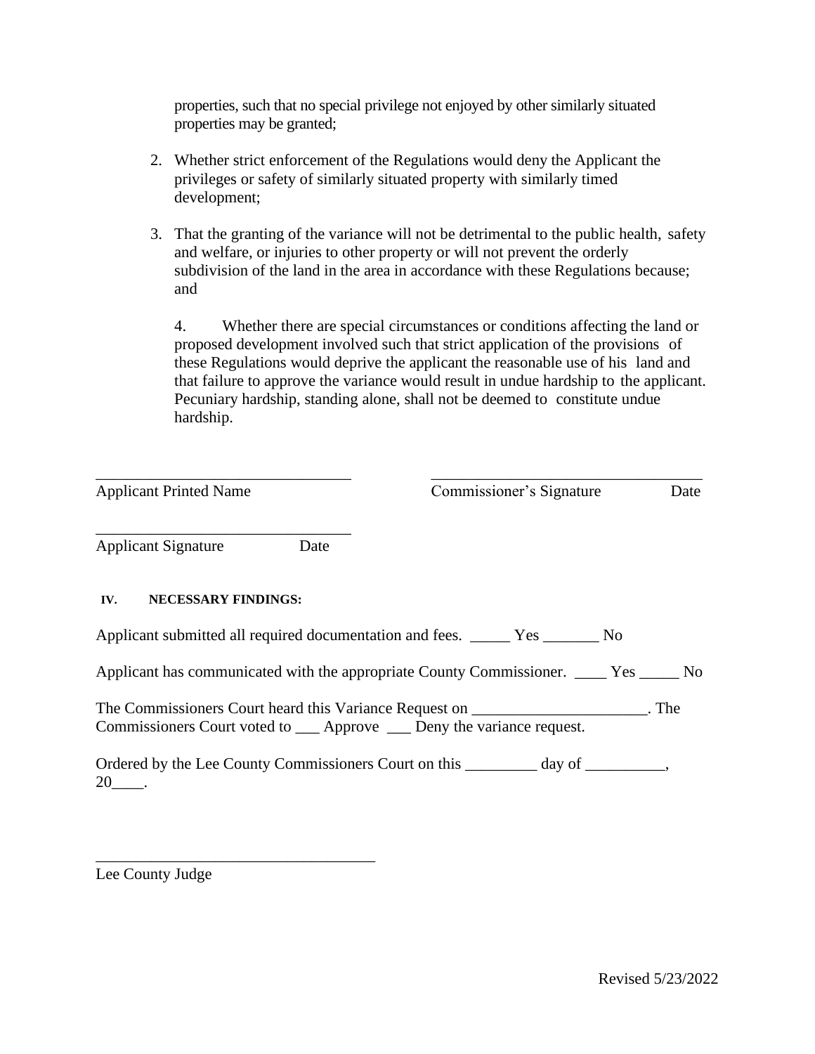properties, such that no special privilege not enjoyed by other similarly situated properties may be granted;

2. Whether strict enforcement of the Regulations would deny the Applicant the privileges or safety of similarly situated property with similarly timed development;

3. That the granting of the variance will not be detrimental to the public health, safety and welfare, or injuries to other property or will not prevent the orderly subdivision of the land in the area in accordance with these Regulations because; and

4. Whether there are special circumstances or conditions affecting the land or proposed development involved such that strict application of the provisions of these Regulations would deprive the applicant the reasonable use of his land and that failure to approve the variance would result in undue hardship to the applicant. Pecuniary hardship, standing alone, shall not be deemed to constitute undue hardship.

________________________________ ________________________________

Applicant Printed Name Commissioner's Signature Date

________________________________

Applicant Signature Date

**IV. NECESSARY FINDINGS:**

Applicant submitted all required documentation and fees. _____ Yes _______ No

Applicant has communicated with the appropriate County Commissioner. ____ Yes _____ No

The Commissioners Court heard this Variance Request on ______________________. The Commissioners Court voted to ___ Approve ___ Deny the variance request.

Ordered by the Lee County Commissioners Court on this _________ day of __________, 20____.

___________________________________

Lee County Judge

Revised 5/23/2022